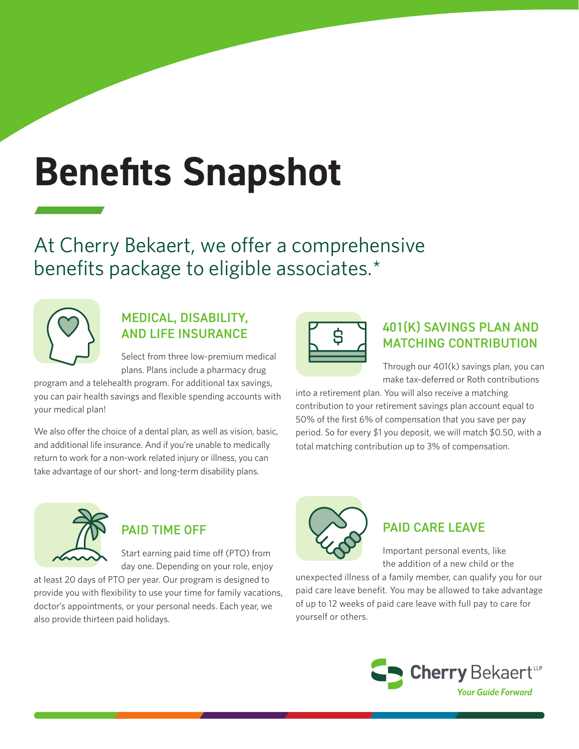# Benefits Snapshot

## At Cherry Bekaert, we offer a comprehensive benefits package to eligible associates.*

### MEDICAL, DISABILITY, AND LIFE INSURANCE

Select from three low-premium medical plans. Plans include a pharmacy drug program and a telehealth program. For additional tax savings, you can pair health savings and flexible spending accounts with your medical plan!

We also offer the choice of a dental plan, as well as vision, basic, and additional life insurance. And if you're unable to medically return to work for a non-work related injury or illness, you can take advantage of our short- and long-term disability plans.

### 401(K) SAVINGS PLAN AND MATCHING CONTRIBUTION

Through our 401(k) savings plan, you can make tax-deferred or Roth contributions into a retirement plan. You will also receive a matching contribution to your retirement savings plan account equal to 50% of the first 6% of compensation that you save per pay period. So for every $1 you deposit, we will match $0.50, with a total matching contribution up to 3% of compensation.

### PAID TIME OFF

Start earning paid time off (PTO) from day one. Depending on your role, enjoy at least 20 days of PTO per year. Our program is designed to provide you with flexibility to use your time for family vacations, doctor's appointments, or your personal needs. Each year, we also provide thirteen paid holidays.

### PAID CARE LEAVE

Important personal events, like the addition of a new child or the unexpected illness of a family member, can qualify you for our paid care leave benefit. You may be allowed to take advantage of up to 12 weeks of paid care leave with full pay to care for yourself or others.

Cherry Bekaert LLP
*Your Guide Forward*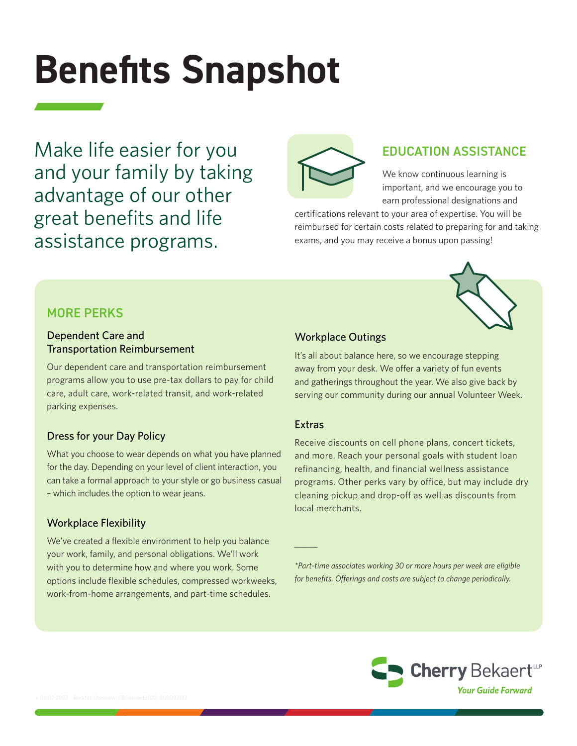# Benefits Snapshot

Make life easier for you and your family by taking advantage of our other great benefits and life assistance programs.

## EDUCATION ASSISTANCE

We know continuous learning is important, and we encourage you to earn professional designations and certifications relevant to your area of expertise. You will be reimbursed for certain costs related to preparing for and taking exams, and you may receive a bonus upon passing!

## MORE PERKS

### Dependent Care and Transportation Reimbursement

Our dependent care and transportation reimbursement programs allow you to use pre-tax dollars to pay for child care, adult care, work-related transit, and work-related parking expenses.

### Dress for your Day Policy

What you choose to wear depends on what you have planned for the day. Depending on your level of client interaction, you can take a formal approach to your style or go business casual – which includes the option to wear jeans.

### Workplace Flexibility

We've created a flexible environment to help you balance your work, family, and personal obligations. We'll work with you to determine how and where you work. Some options include flexible schedules, compressed workweeks, work-from-home arrangements, and part-time schedules.

### Workplace Outings

It's all about balance here, so we encourage stepping away from your desk. We offer a variety of fun events and gatherings throughout the year. We also give back by serving our community during our annual Volunteer Week.

### Extras

Receive discounts on cell phone plans, concert tickets, and more. Reach your personal goals with student loan refinancing, health, and financial wellness assistance programs. Other perks vary by office, but may include dry cleaning pickup and drop-off as well as discounts from local merchants.

---

*\*Part-time associates working 30 or more hours per week are eligible for benefits. Offerings and costs are subject to change periodically.*

Cherry Bekaert LLP

*Your Guide Forward*

v. 06.02.2022 Benefits Overview_CBConnect2022_905093132